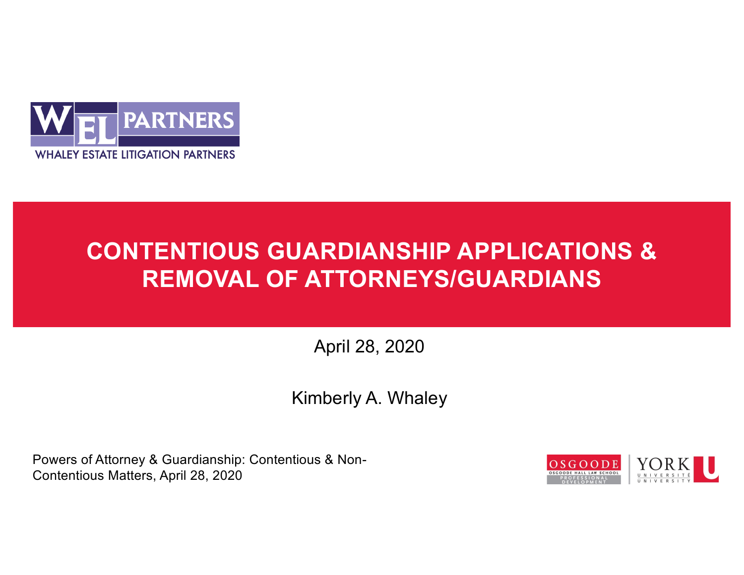WEL PARTNERS

WHALEY ESTATE LITIGATION PARTNERS

# CONTENTIOUS GUARDIANSHIP APPLICATIONS & REMOVAL OF ATTORNEYS/GUARDIANS

April 28, 2020

Kimberly A. Whaley

Powers of Attorney & Guardianship: Contentious & Non-Contentious Matters, April 28, 2020

OSGOODE HALL LAW SCHOOL PROFESSIONAL DEVELOPMENT | YORK UNIVERSITÉ UNIVERSITY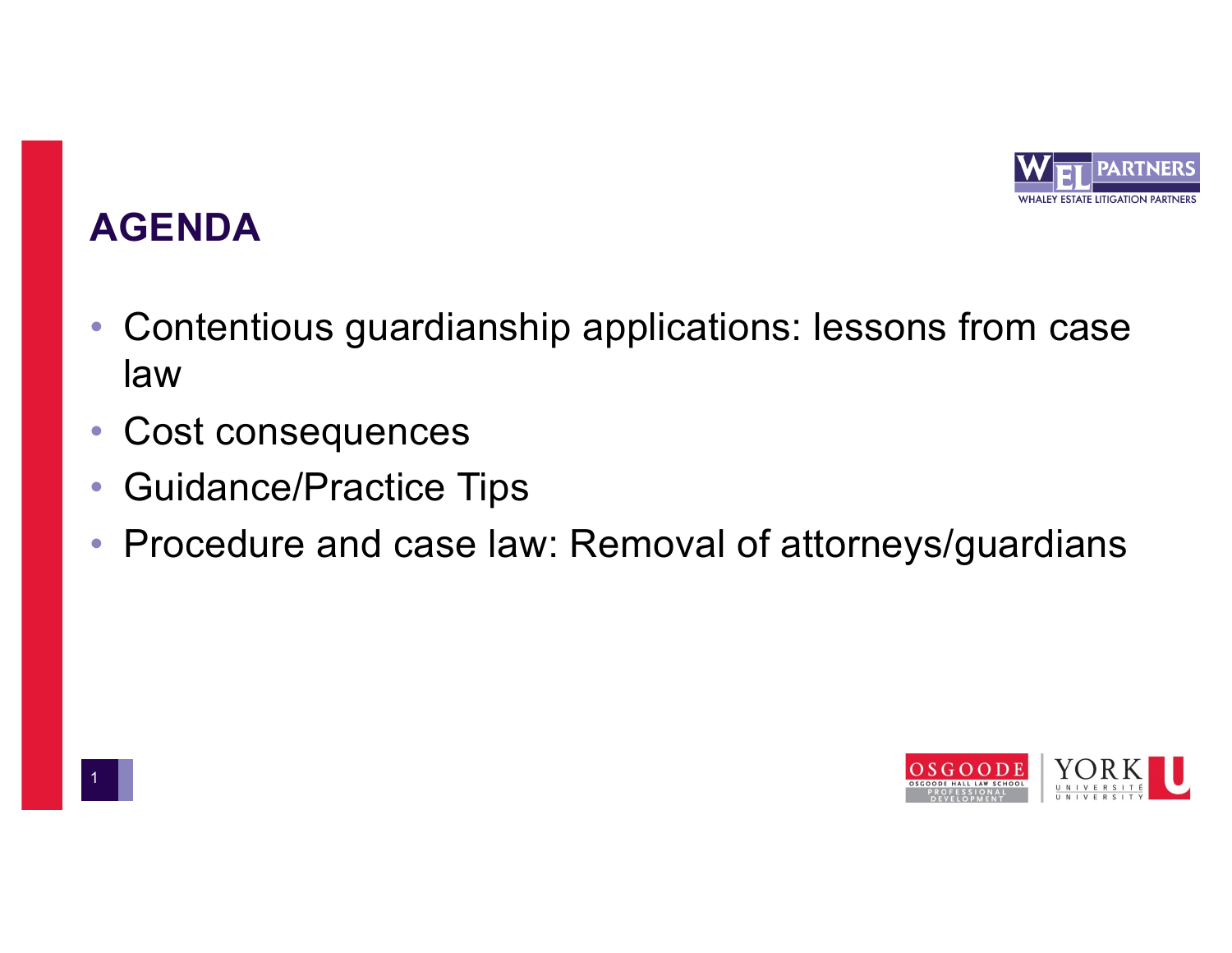# AGENDA

- Contentious guardianship applications: lessons from case law
- Cost consequences
- Guidance/Practice Tips
- Procedure and case law: Removal of attorneys/guardians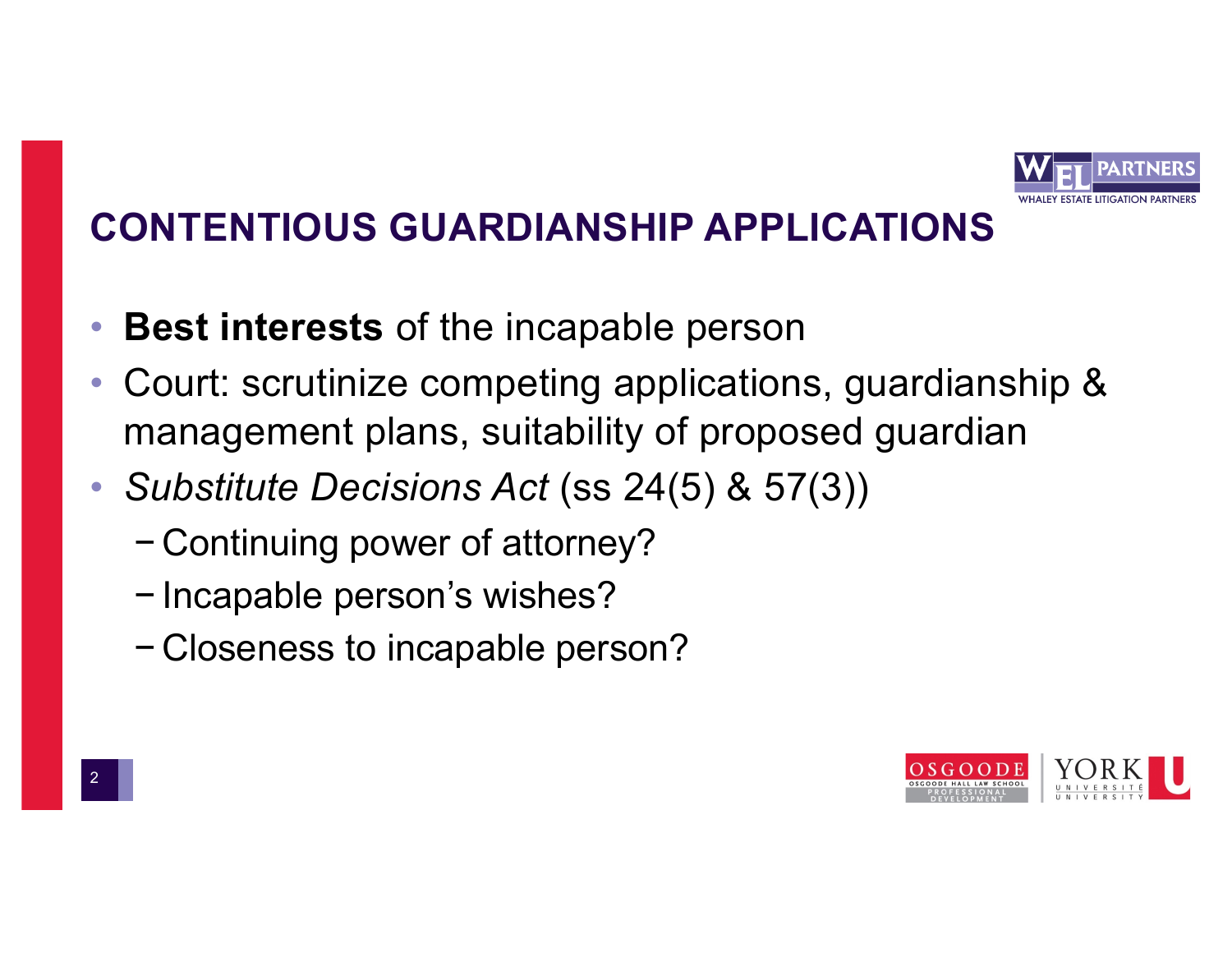## CONTENTIOUS GUARDIANSHIP APPLICATIONS

- **Best interests** of the incapable person
- Court: scrutinize competing applications, guardianship & management plans, suitability of proposed guardian
- *Substitute Decisions Act* (ss 24(5) & 57(3))
  - Continuing power of attorney?
  - Incapable person's wishes?
  - Closeness to incapable person?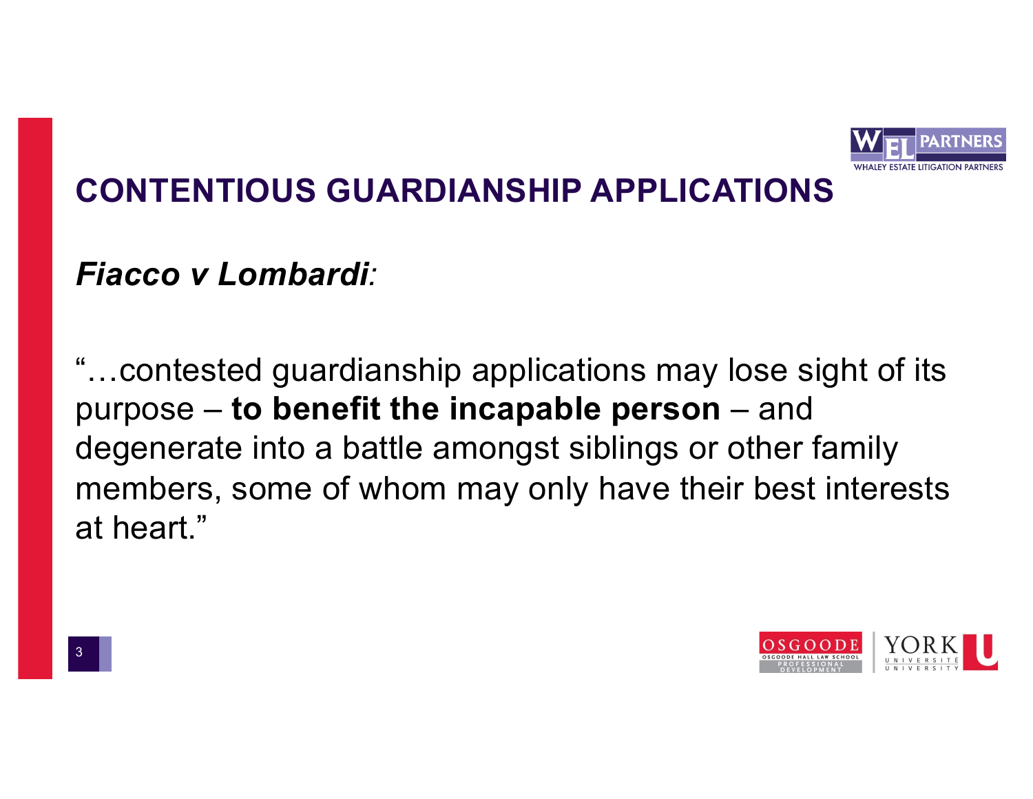## CONTENTIOUS GUARDIANSHIP APPLICATIONS

***Fiacco v Lombardi**:*

"…contested guardianship applications may lose sight of its purpose – **to benefit the incapable person** – and degenerate into a battle amongst siblings or other family members, some of whom may only have their best interests at heart."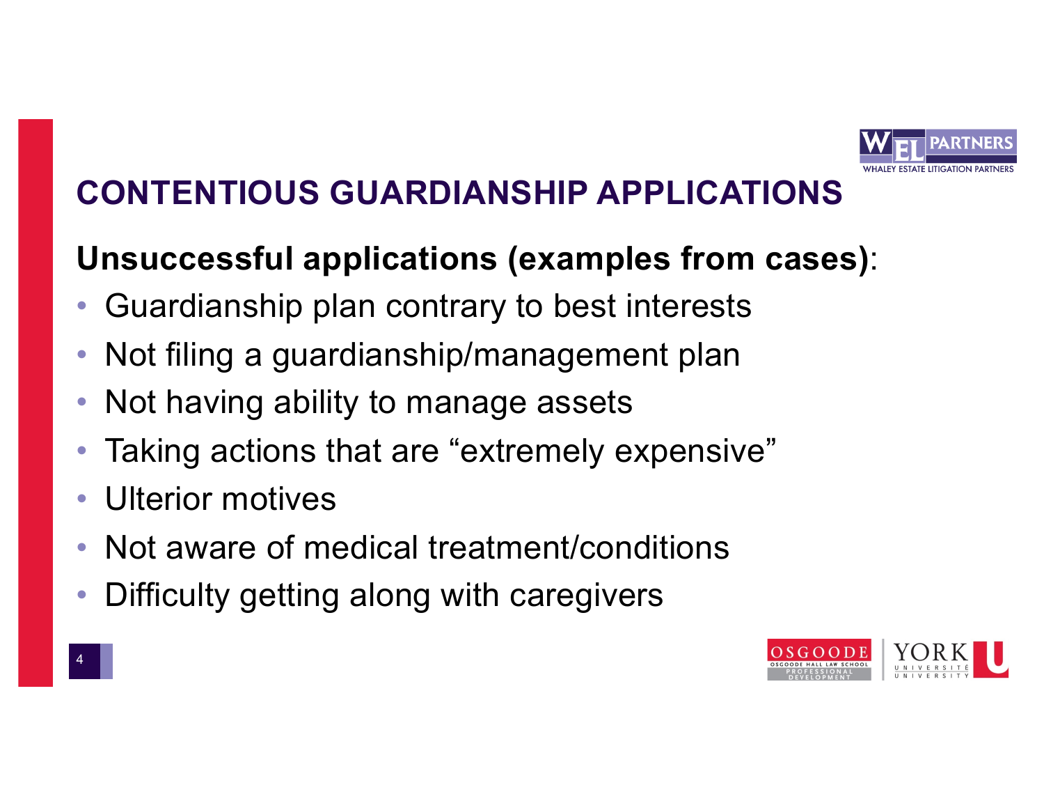## CONTENTIOUS GUARDIANSHIP APPLICATIONS

**Unsuccessful applications (examples from cases)**:

- Guardianship plan contrary to best interests
- Not filing a guardianship/management plan
- Not having ability to manage assets
- Taking actions that are "extremely expensive"
- Ulterior motives
- Not aware of medical treatment/conditions
- Difficulty getting along with caregivers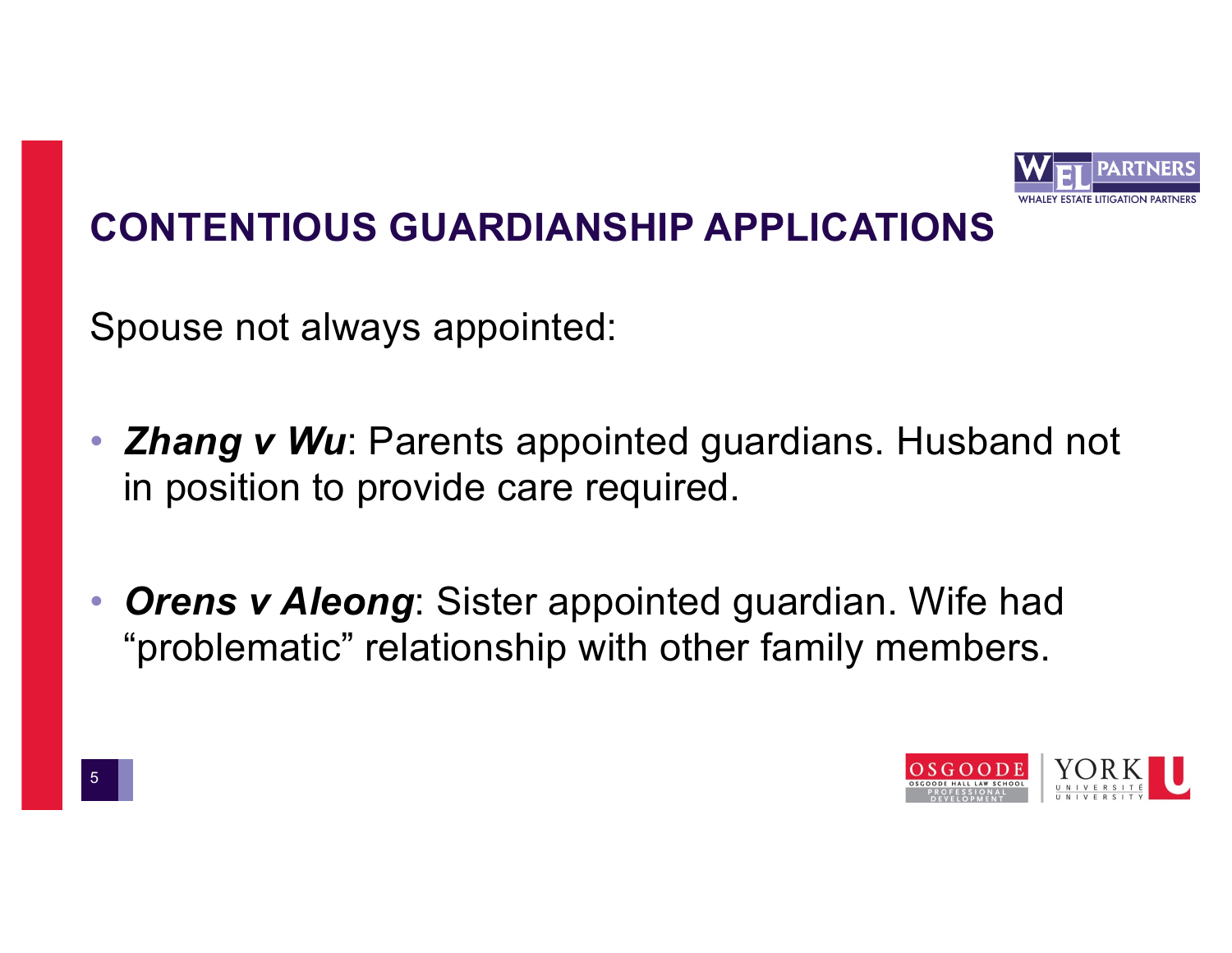## CONTENTIOUS GUARDIANSHIP APPLICATIONS

Spouse not always appointed:

- ***Zhang v Wu***: Parents appointed guardians. Husband not in position to provide care required.
- ***Orens v Aleong***: Sister appointed guardian. Wife had "problematic" relationship with other family members.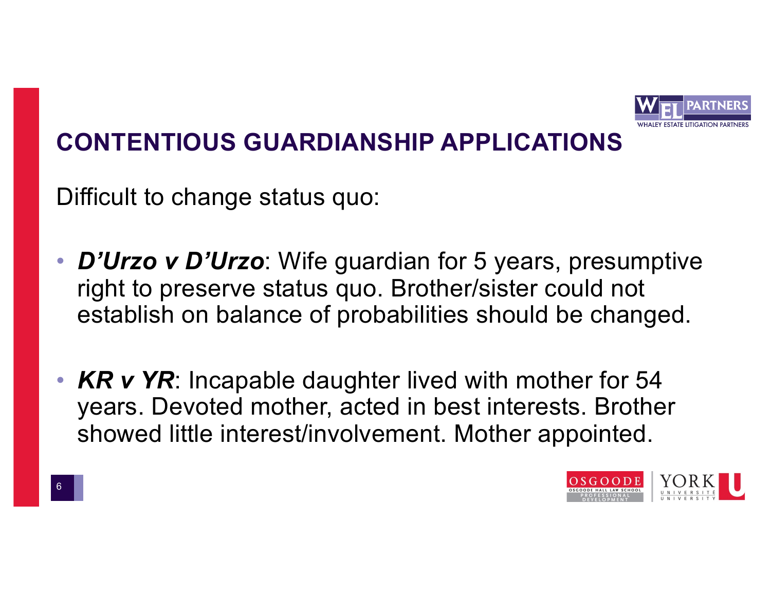## CONTENTIOUS GUARDIANSHIP APPLICATIONS

Difficult to change status quo:

- ***D'Urzo v D'Urzo***: Wife guardian for 5 years, presumptive right to preserve status quo. Brother/sister could not establish on balance of probabilities should be changed.

- ***KR v YR***: Incapable daughter lived with mother for 54 years. Devoted mother, acted in best interests. Brother showed little interest/involvement. Mother appointed.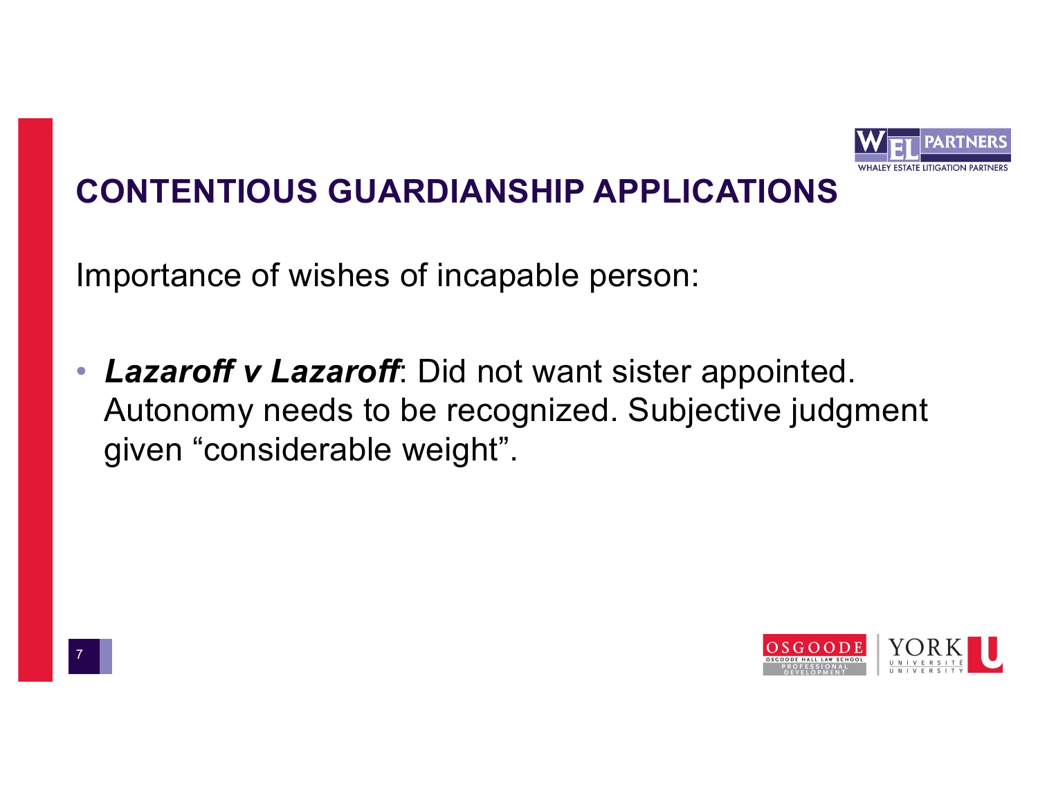# CONTENTIOUS GUARDIANSHIP APPLICATIONS

Importance of wishes of incapable person:

- ***Lazaroff v Lazaroff***: Did not want sister appointed. Autonomy needs to be recognized. Subjective judgment given "considerable weight".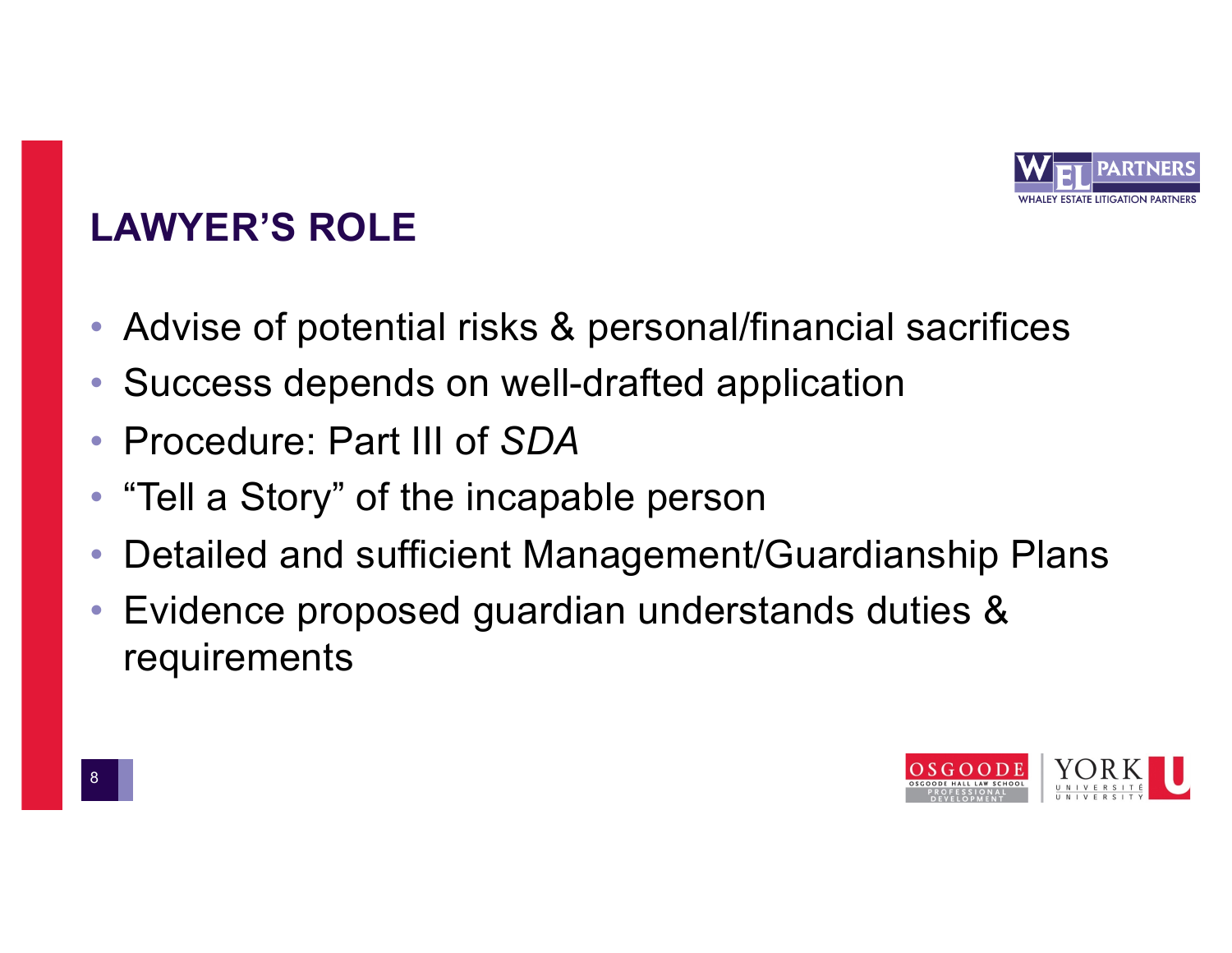## LAWYER'S ROLE

- Advise of potential risks & personal/financial sacrifices
- Success depends on well-drafted application
- Procedure: Part III of *SDA*
- "Tell a Story" of the incapable person
- Detailed and sufficient Management/Guardianship Plans
- Evidence proposed guardian understands duties & requirements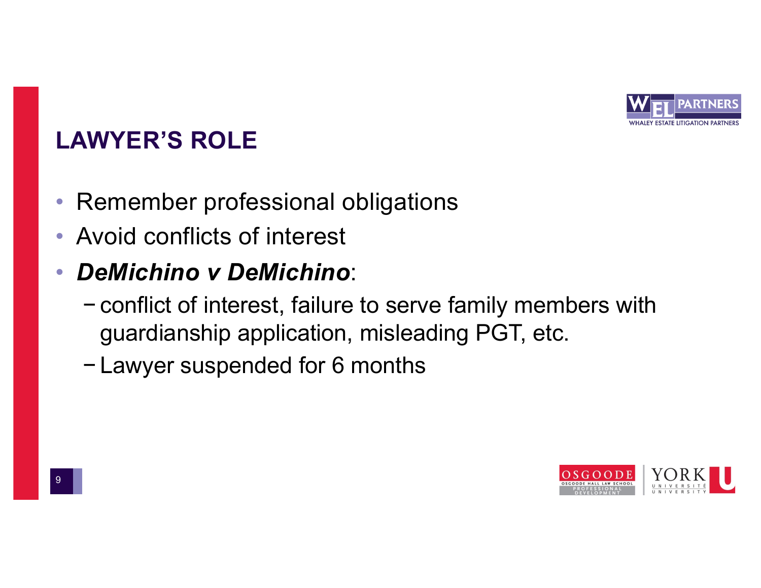## LAWYER'S ROLE

- Remember professional obligations
- Avoid conflicts of interest
- ***DeMichino v DeMichino***:
  - conflict of interest, failure to serve family members with guardianship application, misleading PGT, etc.
  - Lawyer suspended for 6 months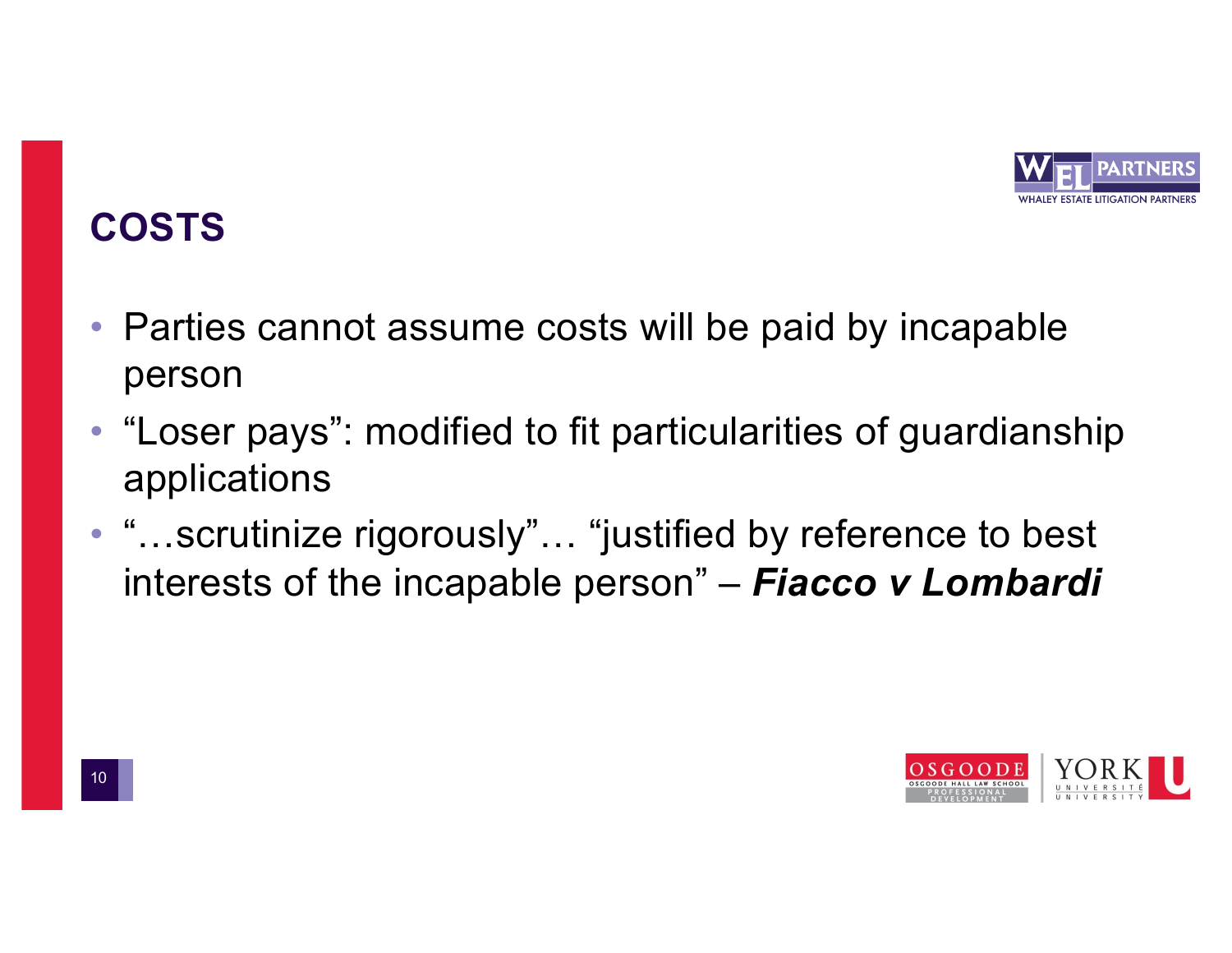## COSTS

- Parties cannot assume costs will be paid by incapable person
- "Loser pays": modified to fit particularities of guardianship applications
- "…scrutinize rigorously"… "justified by reference to best interests of the incapable person" – ***Fiacco v Lombardi***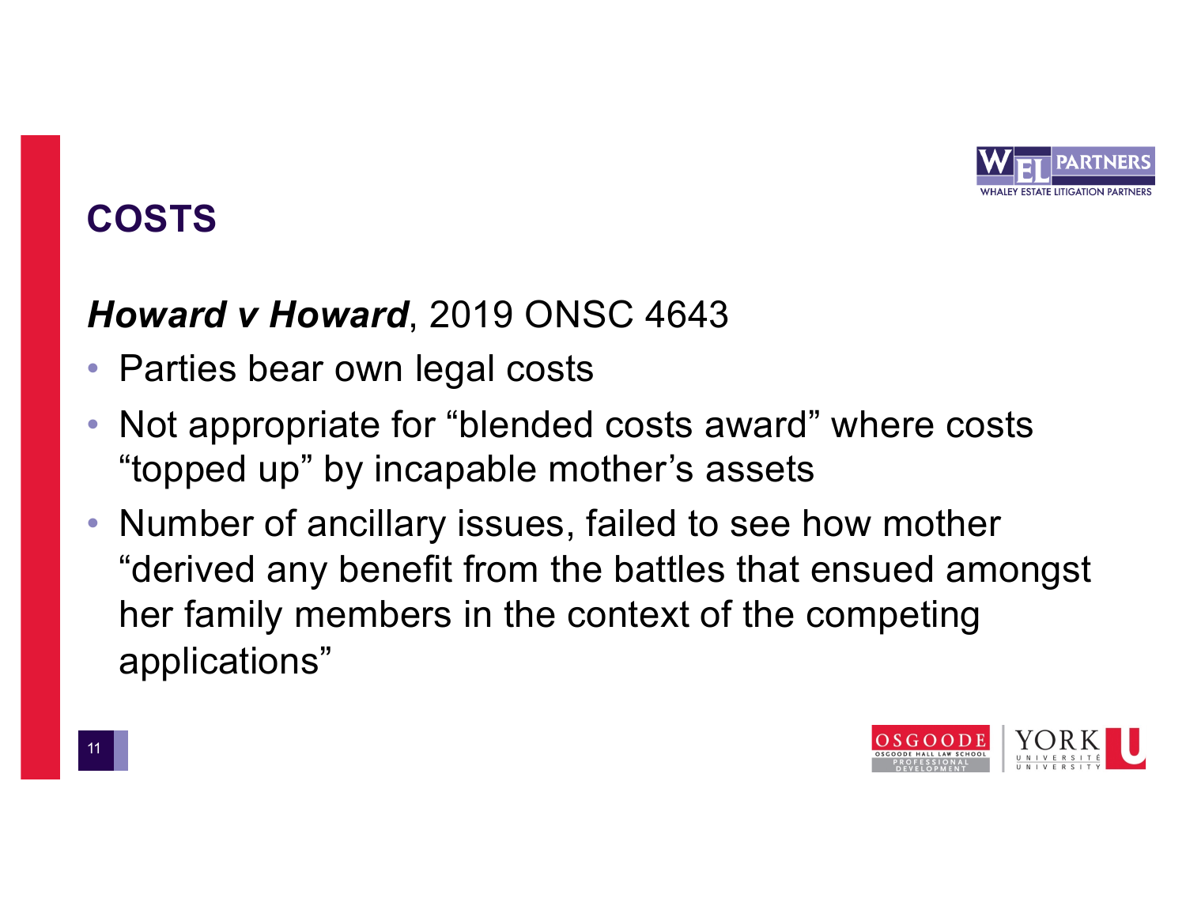## COSTS

***Howard v Howard***, 2019 ONSC 4643

- Parties bear own legal costs
- Not appropriate for “blended costs award” where costs “topped up” by incapable mother’s assets
- Number of ancillary issues, failed to see how mother “derived any benefit from the battles that ensued amongst her family members in the context of the competing applications”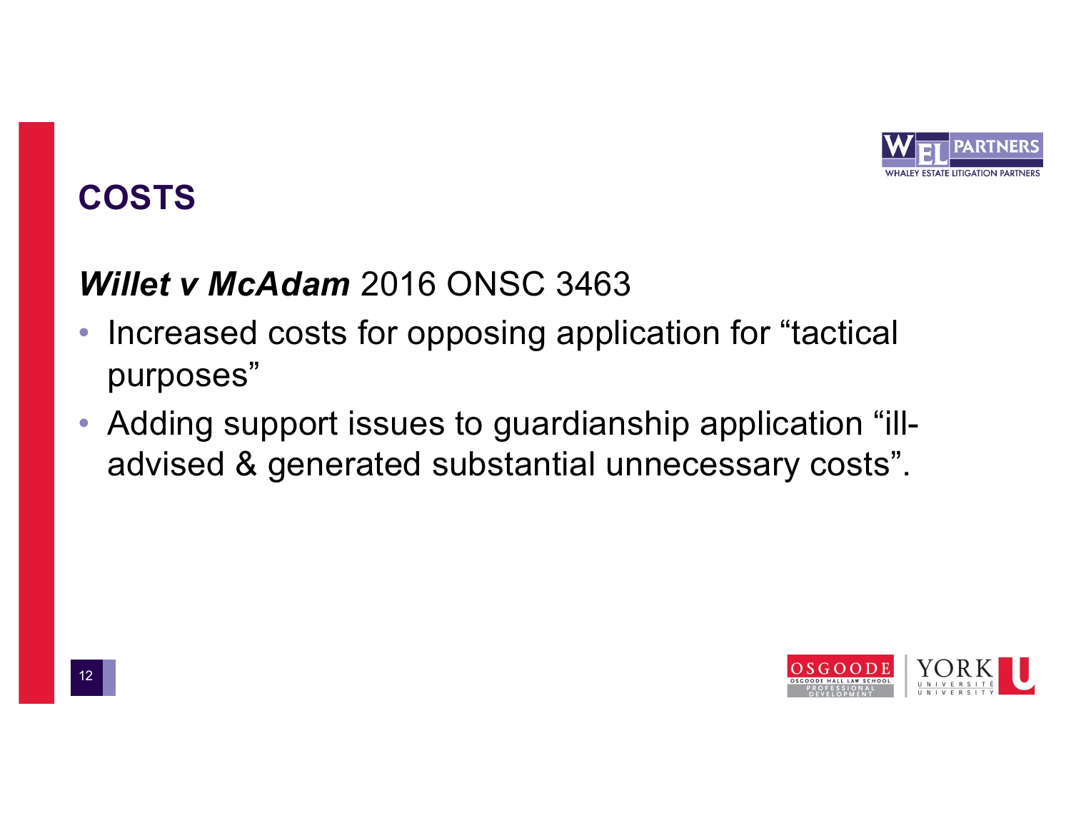## COSTS

***Willet v McAdam*** 2016 ONSC 3463

- Increased costs for opposing application for "tactical purposes"
- Adding support issues to guardianship application "ill-advised & generated substantial unnecessary costs".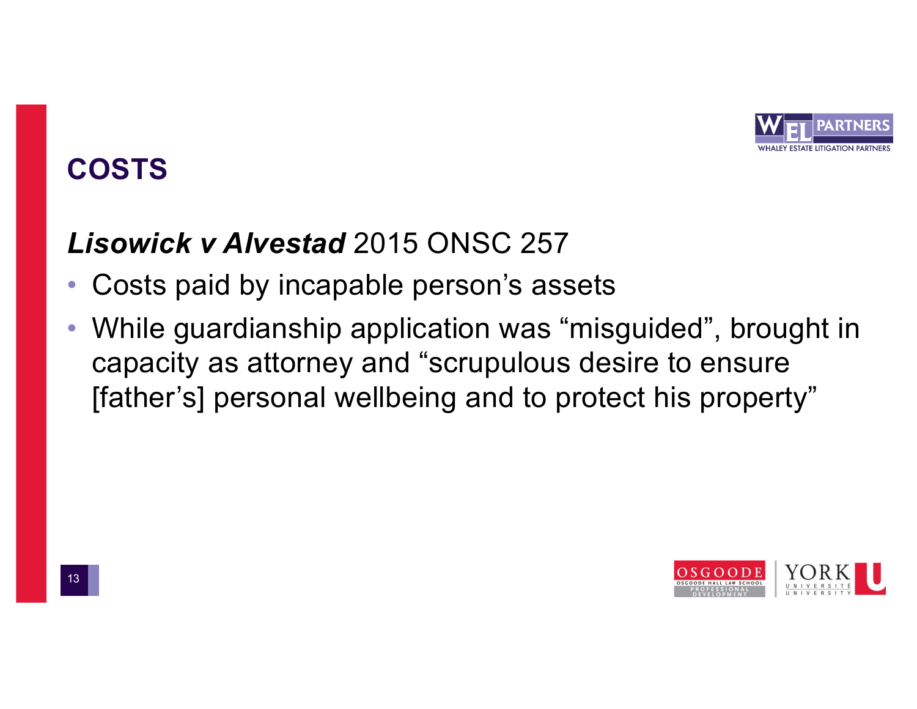## COSTS

***Lisowick v Alvestad*** 2015 ONSC 257

- Costs paid by incapable person's assets
- While guardianship application was "misguided", brought in capacity as attorney and "scrupulous desire to ensure [father's] personal wellbeing and to protect his property"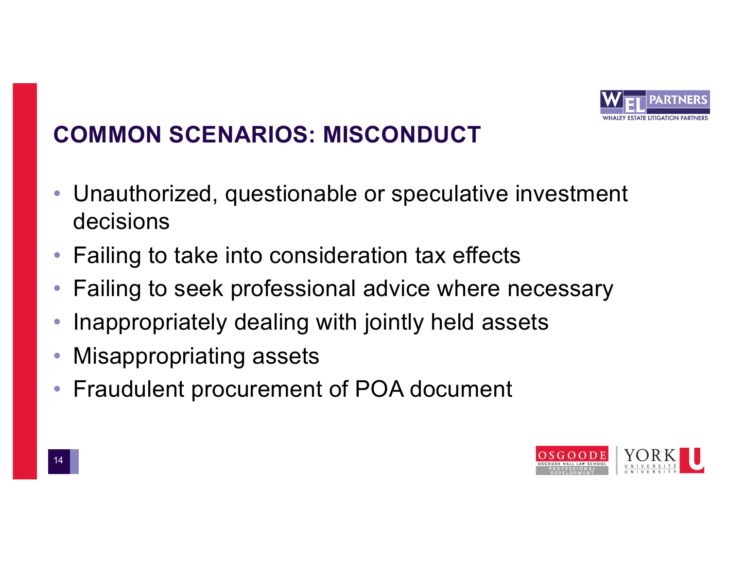## COMMON SCENARIOS: MISCONDUCT

- Unauthorized, questionable or speculative investment decisions
- Failing to take into consideration tax effects
- Failing to seek professional advice where necessary
- Inappropriately dealing with jointly held assets
- Misappropriating assets
- Fraudulent procurement of POA document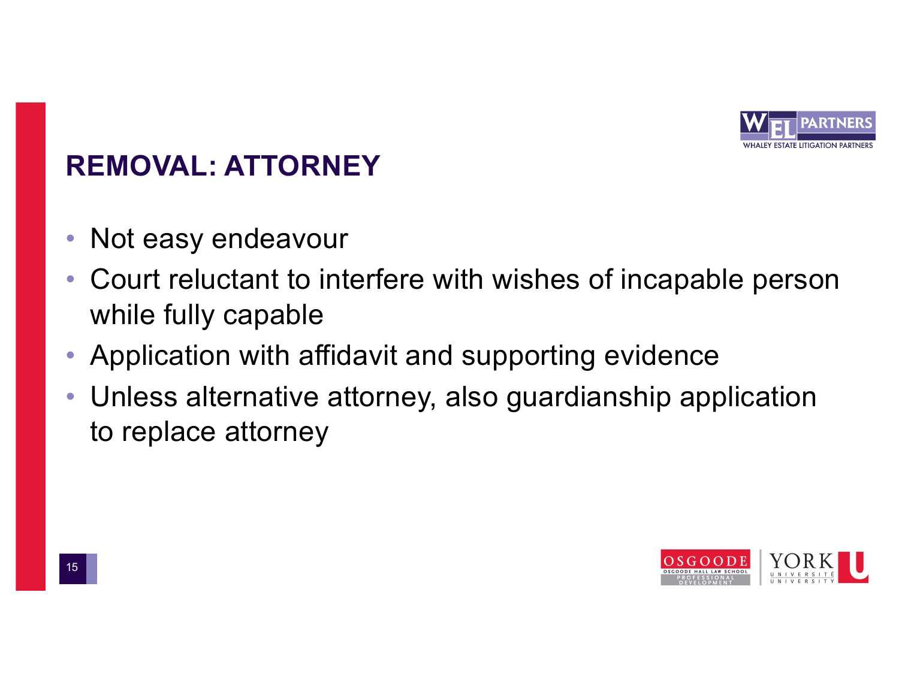## REMOVAL: ATTORNEY

- Not easy endeavour
- Court reluctant to interfere with wishes of incapable person while fully capable
- Application with affidavit and supporting evidence
- Unless alternative attorney, also guardianship application to replace attorney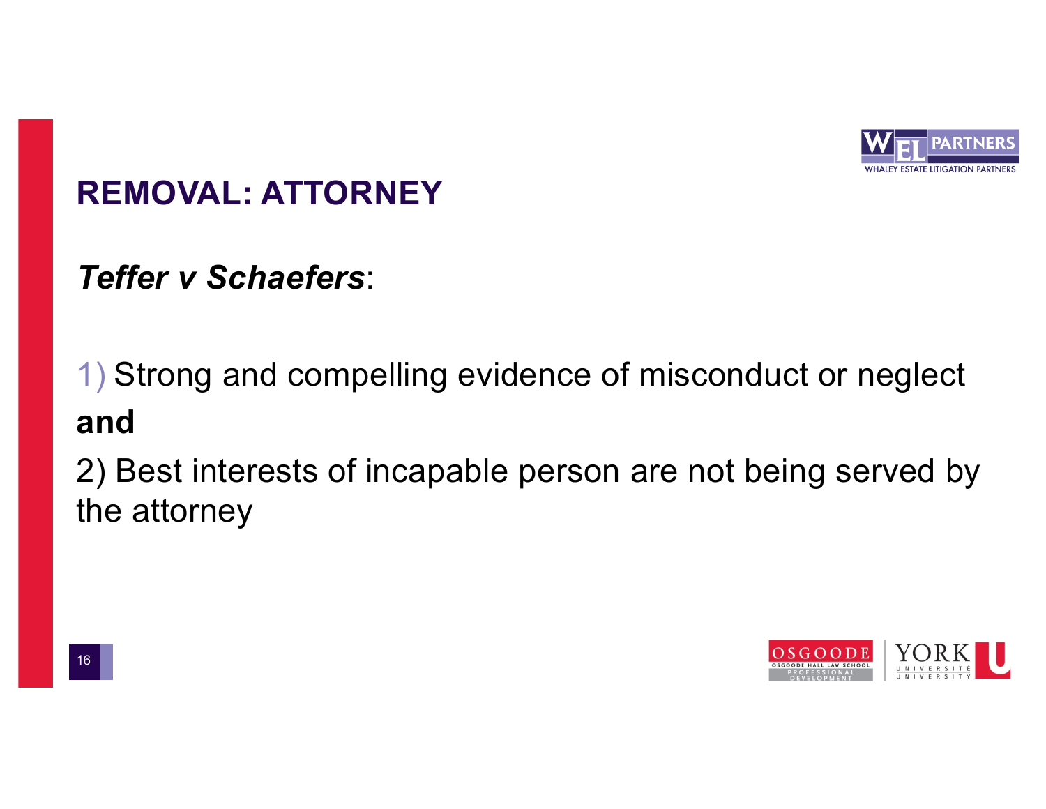## REMOVAL: ATTORNEY

***Teffer v Schaefers***:

1) Strong and compelling evidence of misconduct or neglect

**and**

2) Best interests of incapable person are not being served by the attorney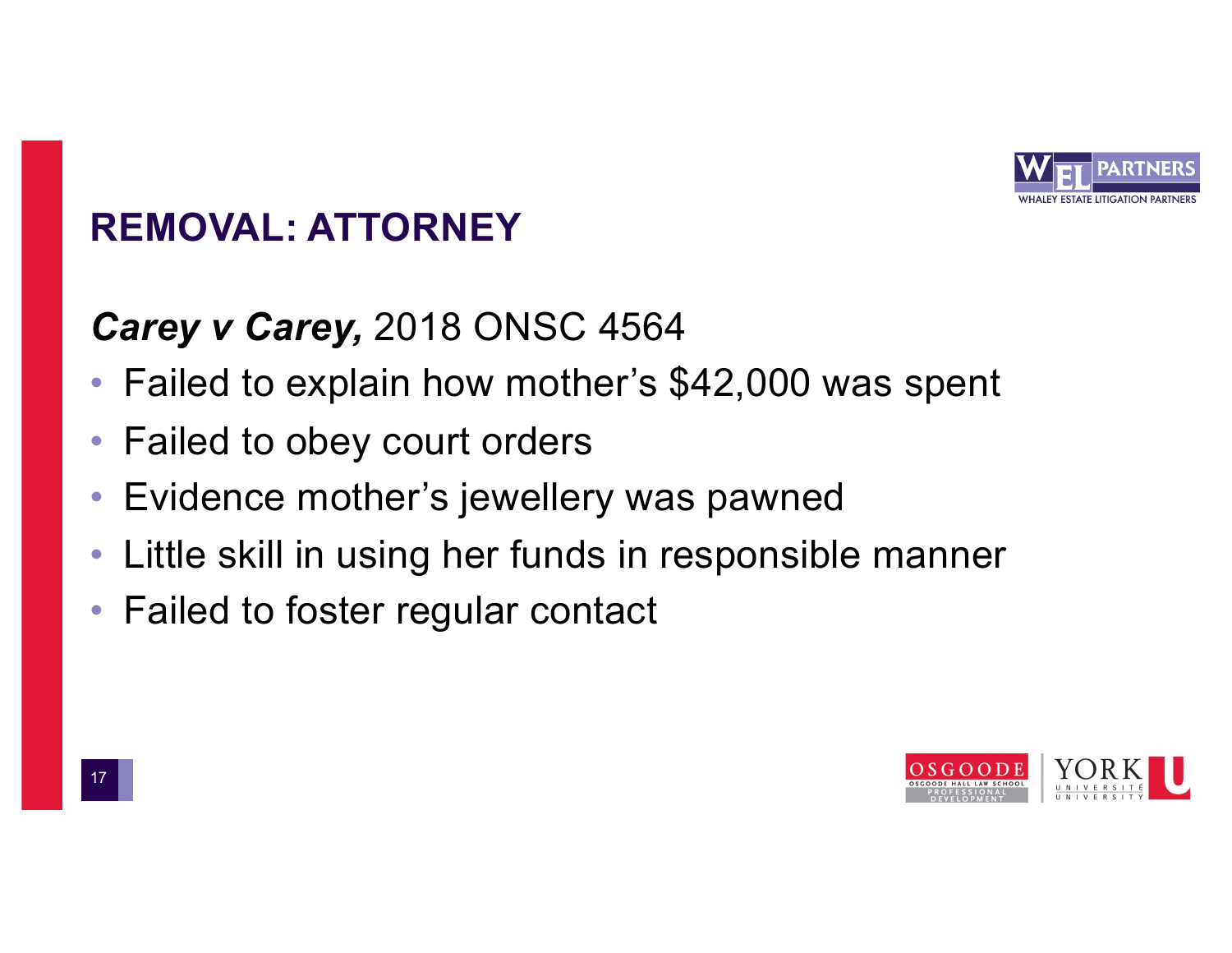## REMOVAL: ATTORNEY

***Carey v Carey,*** 2018 ONSC 4564

- Failed to explain how mother's $42,000 was spent
- Failed to obey court orders
- Evidence mother's jewellery was pawned
- Little skill in using her funds in responsible manner
- Failed to foster regular contact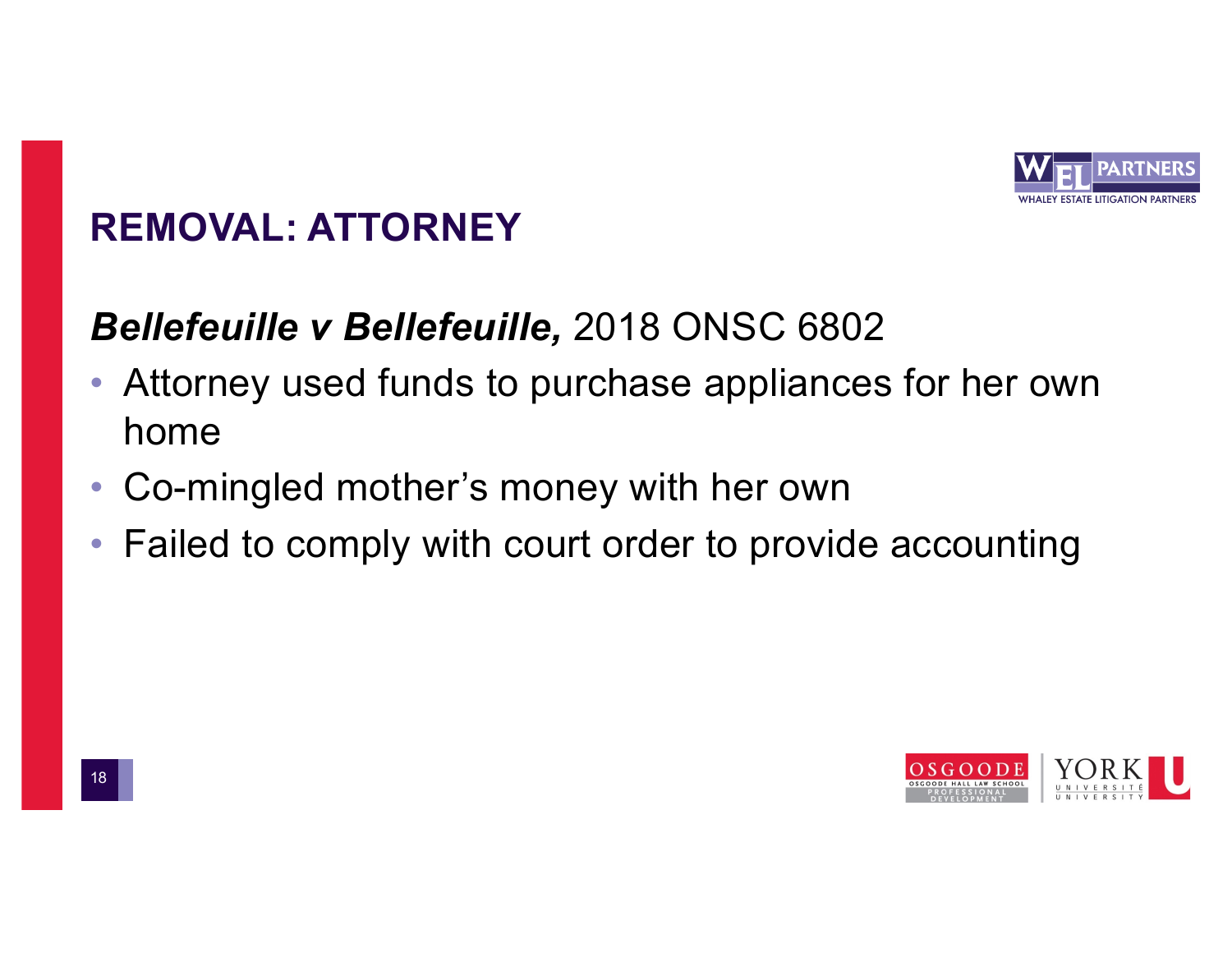## REMOVAL: ATTORNEY

***Bellefeuille v Bellefeuille,*** 2018 ONSC 6802

- Attorney used funds to purchase appliances for her own home
- Co-mingled mother's money with her own
- Failed to comply with court order to provide accounting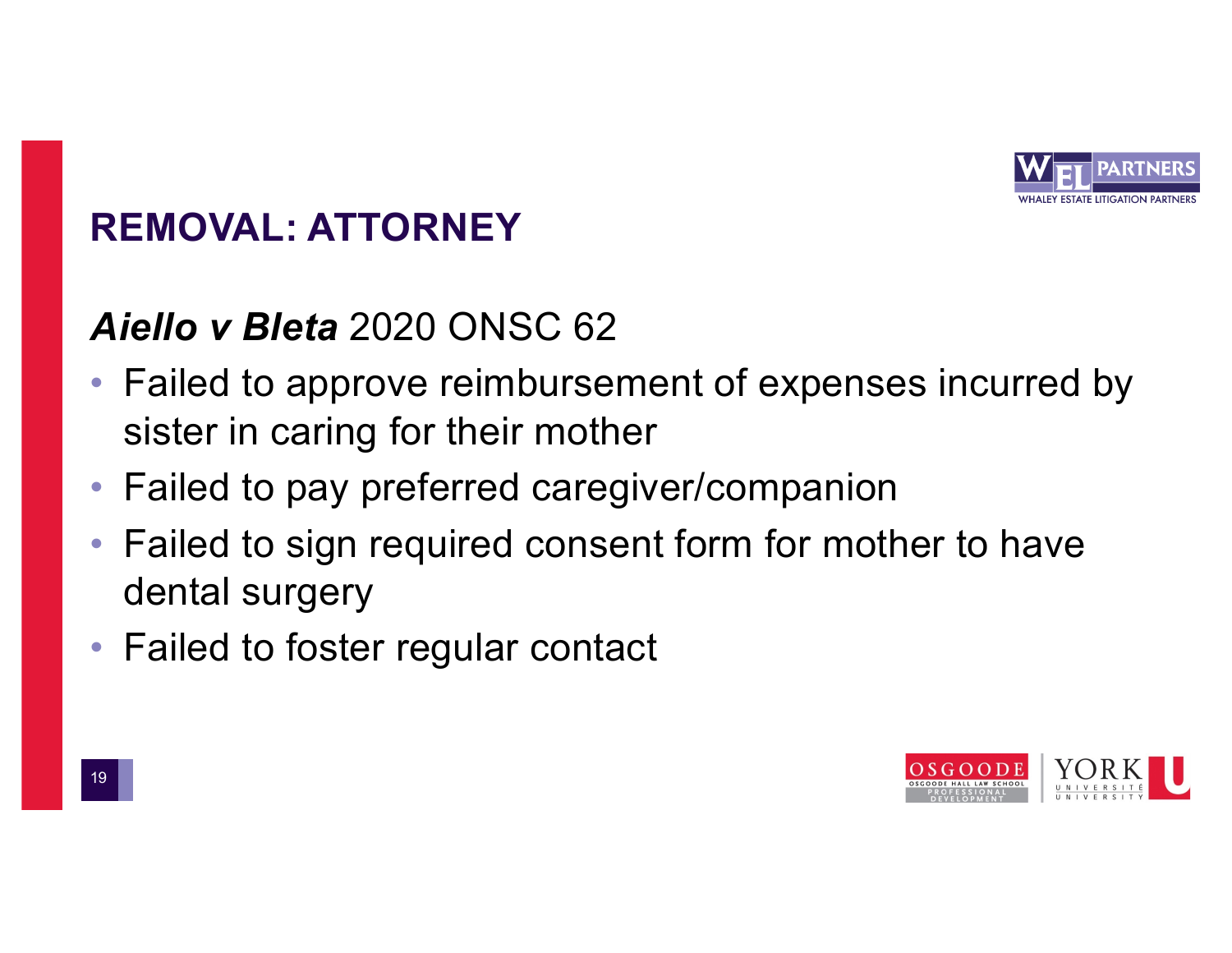## REMOVAL: ATTORNEY

***Aiello v Bleta*** 2020 ONSC 62

- Failed to approve reimbursement of expenses incurred by sister in caring for their mother
- Failed to pay preferred caregiver/companion
- Failed to sign required consent form for mother to have dental surgery
- Failed to foster regular contact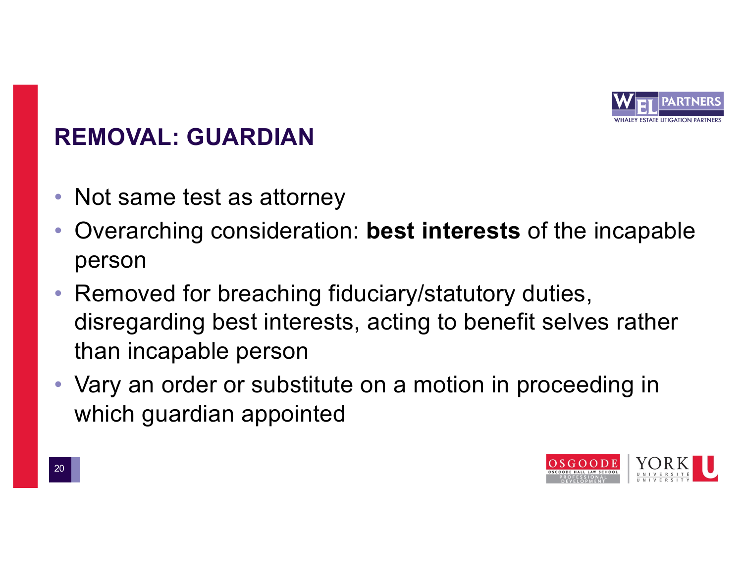## REMOVAL: GUARDIAN

- Not same test as attorney
- Overarching consideration: **best interests** of the incapable person
- Removed for breaching fiduciary/statutory duties, disregarding best interests, acting to benefit selves rather than incapable person
- Vary an order or substitute on a motion in proceeding in which guardian appointed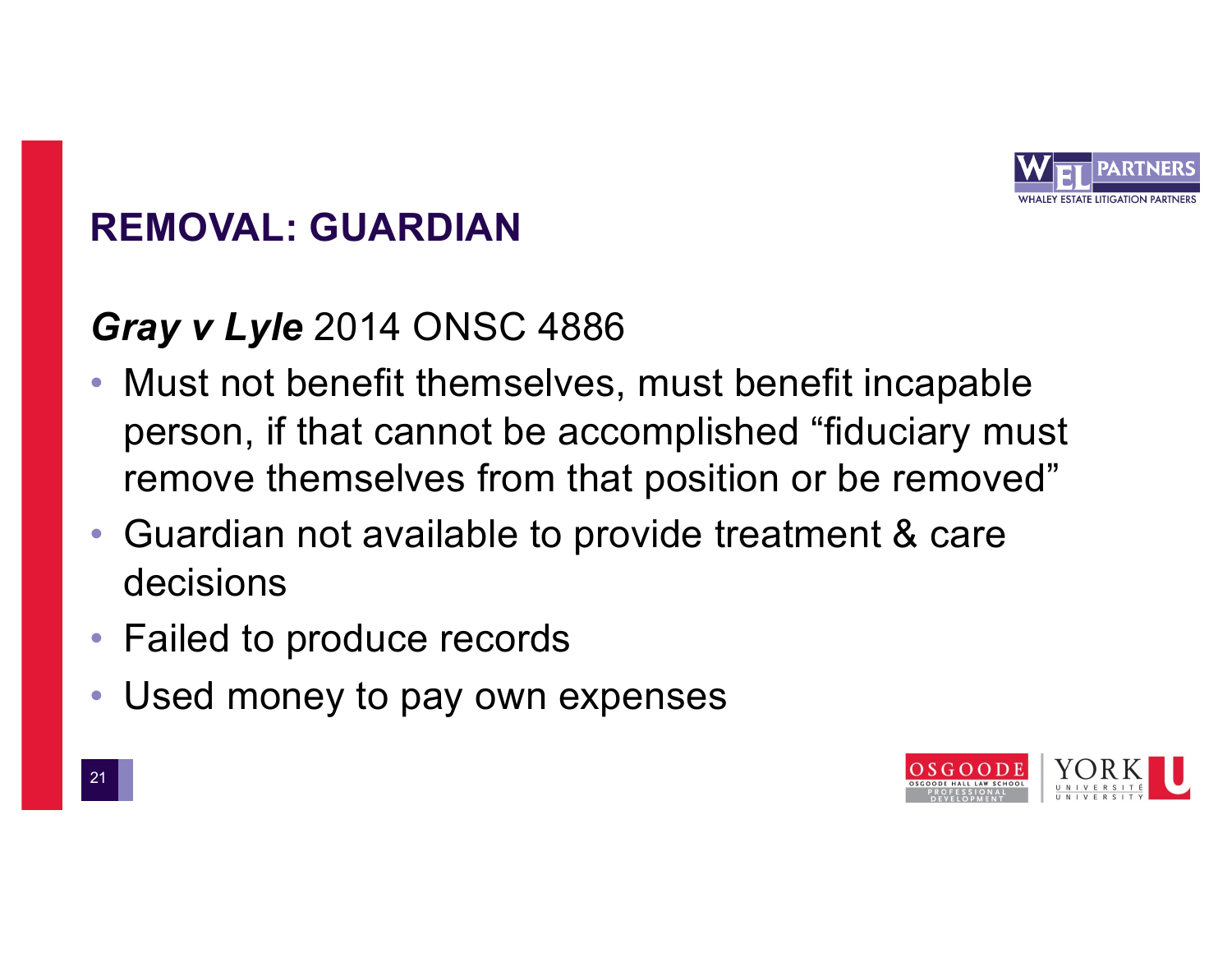## REMOVAL: GUARDIAN

***Gray v Lyle*** 2014 ONSC 4886

- Must not benefit themselves, must benefit incapable person, if that cannot be accomplished "fiduciary must remove themselves from that position or be removed"
- Guardian not available to provide treatment & care decisions
- Failed to produce records
- Used money to pay own expenses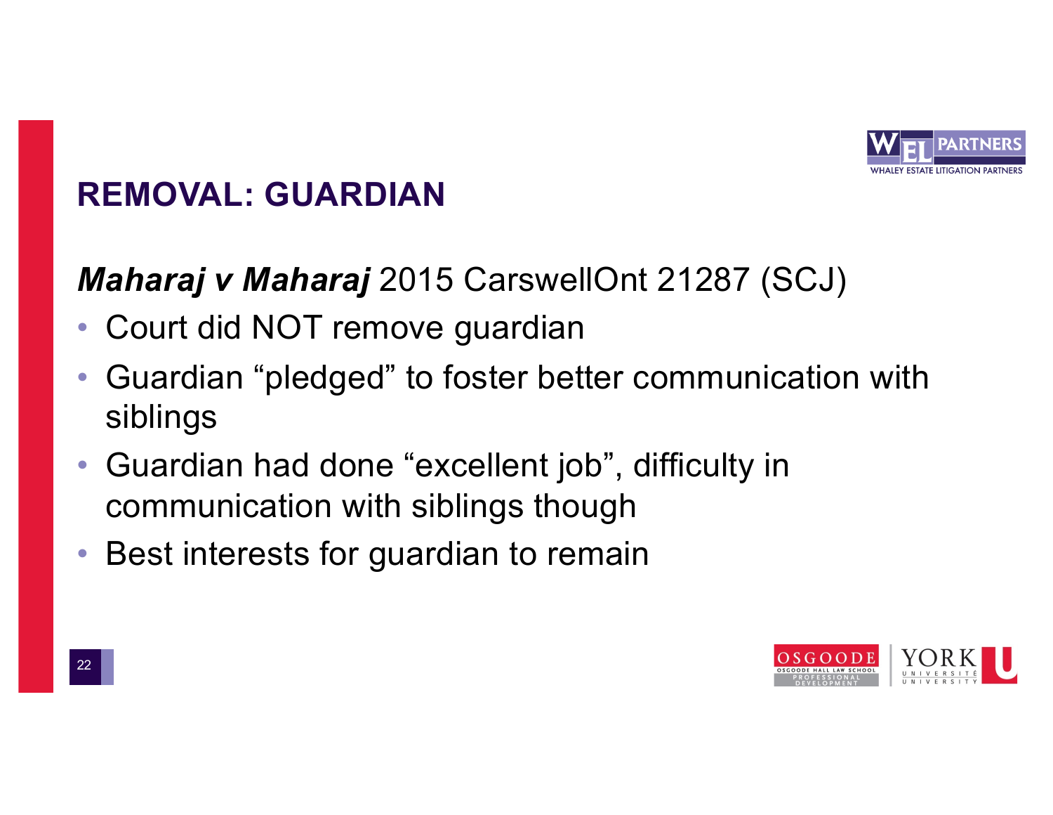## REMOVAL: GUARDIAN

***Maharaj v Maharaj*** 2015 CarswellOnt 21287 (SCJ)

- Court did NOT remove guardian
- Guardian "pledged" to foster better communication with siblings
- Guardian had done "excellent job", difficulty in communication with siblings though
- Best interests for guardian to remain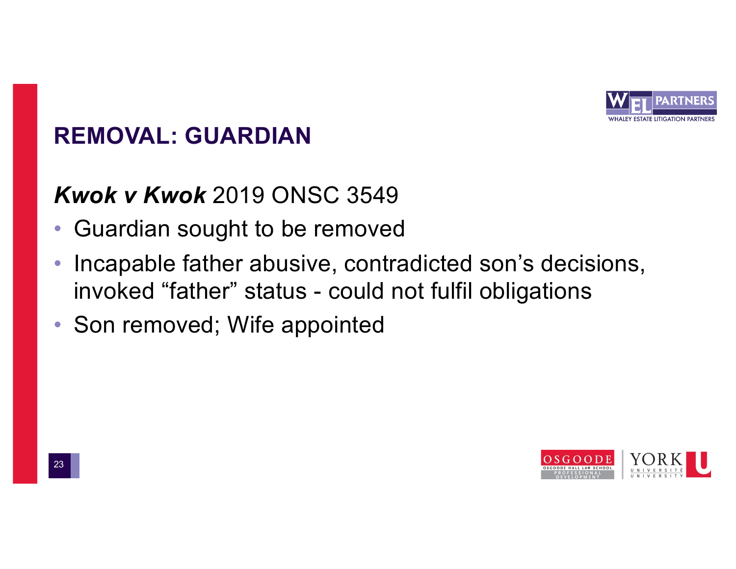## REMOVAL: GUARDIAN

***Kwok v Kwok*** 2019 ONSC 3549

- Guardian sought to be removed
- Incapable father abusive, contradicted son's decisions, invoked "father" status - could not fulfil obligations
- Son removed; Wife appointed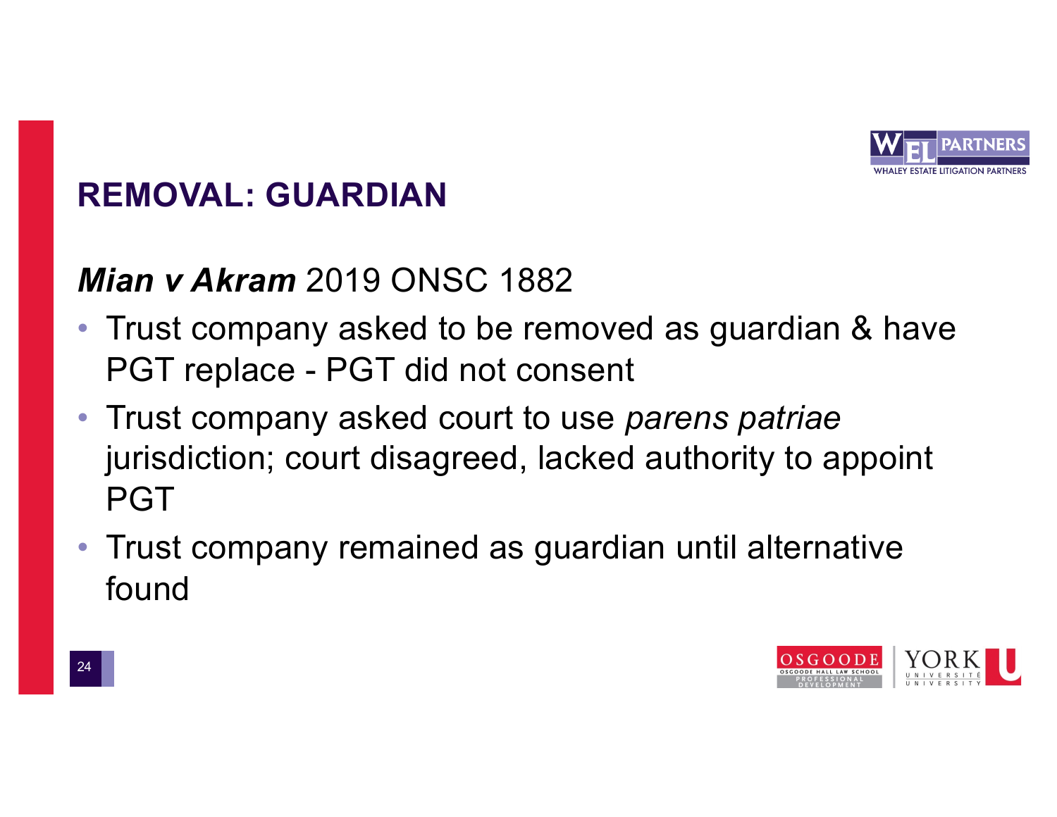## REMOVAL: GUARDIAN

***Mian v Akram*** 2019 ONSC 1882

- Trust company asked to be removed as guardian & have PGT replace - PGT did not consent
- Trust company asked court to use *parens patriae* jurisdiction; court disagreed, lacked authority to appoint PGT
- Trust company remained as guardian until alternative found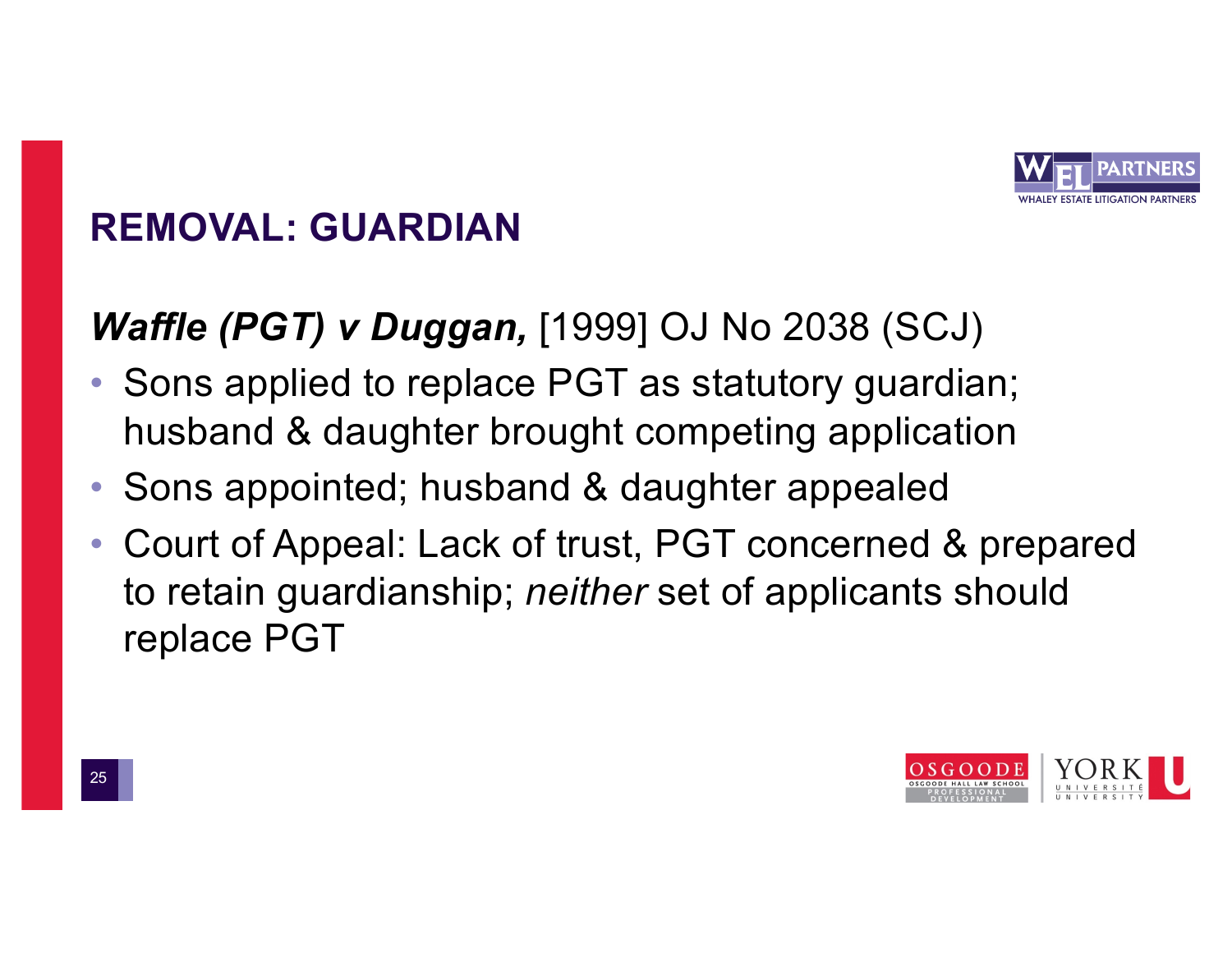## REMOVAL: GUARDIAN

***Waffle (PGT) v Duggan,*** [1999] OJ No 2038 (SCJ)

- Sons applied to replace PGT as statutory guardian; husband & daughter brought competing application
- Sons appointed; husband & daughter appealed
- Court of Appeal: Lack of trust, PGT concerned & prepared to retain guardianship; *neither* set of applicants should replace PGT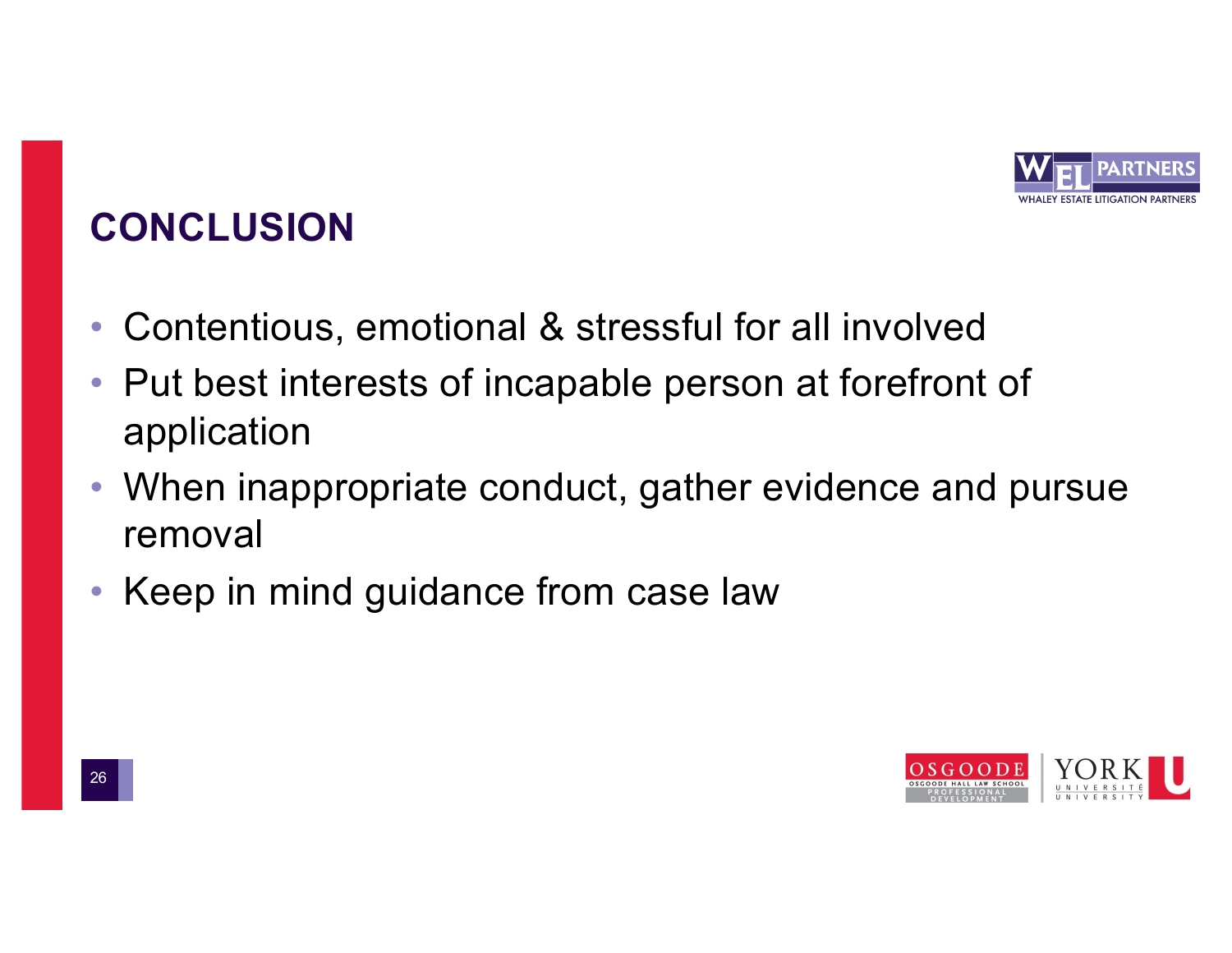## CONCLUSION

- Contentious, emotional & stressful for all involved
- Put best interests of incapable person at forefront of application
- When inappropriate conduct, gather evidence and pursue removal
- Keep in mind guidance from case law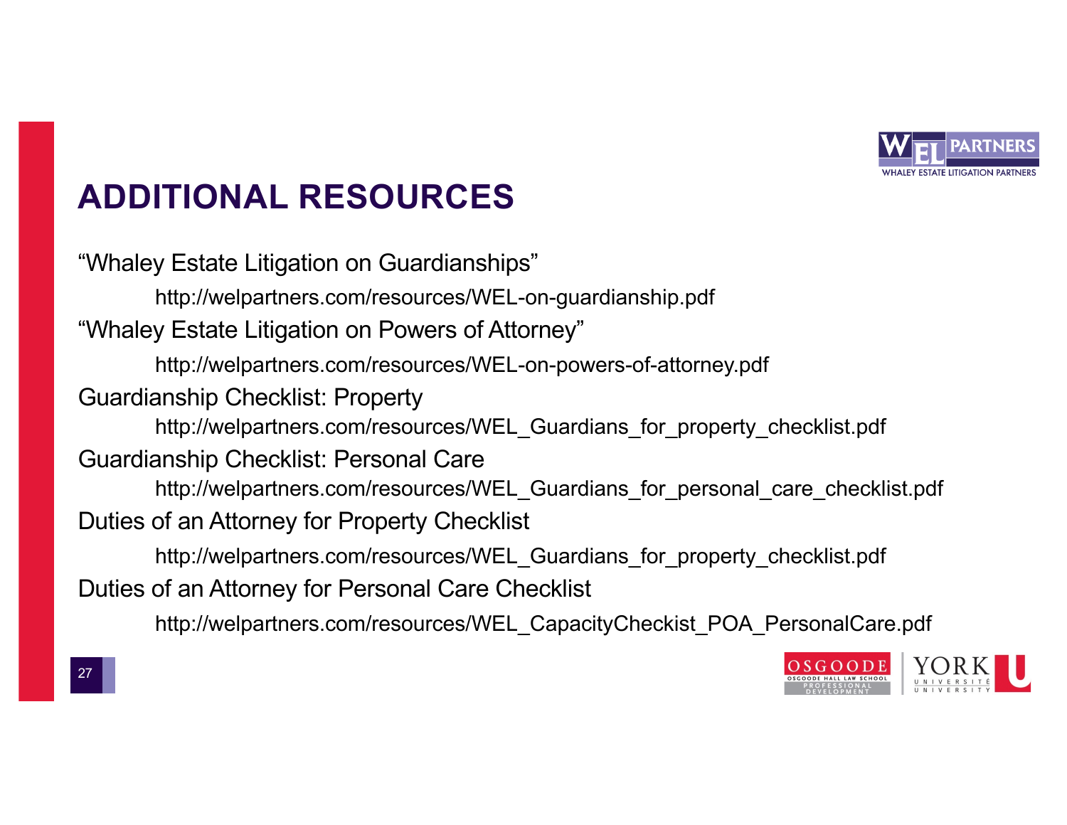# ADDITIONAL RESOURCES

"Whaley Estate Litigation on Guardianships"

http://welpartners.com/resources/WEL-on-guardianship.pdf

"Whaley Estate Litigation on Powers of Attorney"

http://welpartners.com/resources/WEL-on-powers-of-attorney.pdf

Guardianship Checklist: Property

http://welpartners.com/resources/WEL_Guardians_for_property_checklist.pdf

Guardianship Checklist: Personal Care

http://welpartners.com/resources/WEL_Guardians_for_personal_care_checklist.pdf

Duties of an Attorney for Property Checklist

http://welpartners.com/resources/WEL_Guardians_for_property_checklist.pdf

Duties of an Attorney for Personal Care Checklist

http://welpartners.com/resources/WEL_CapacityCheckist_POA_PersonalCare.pdf